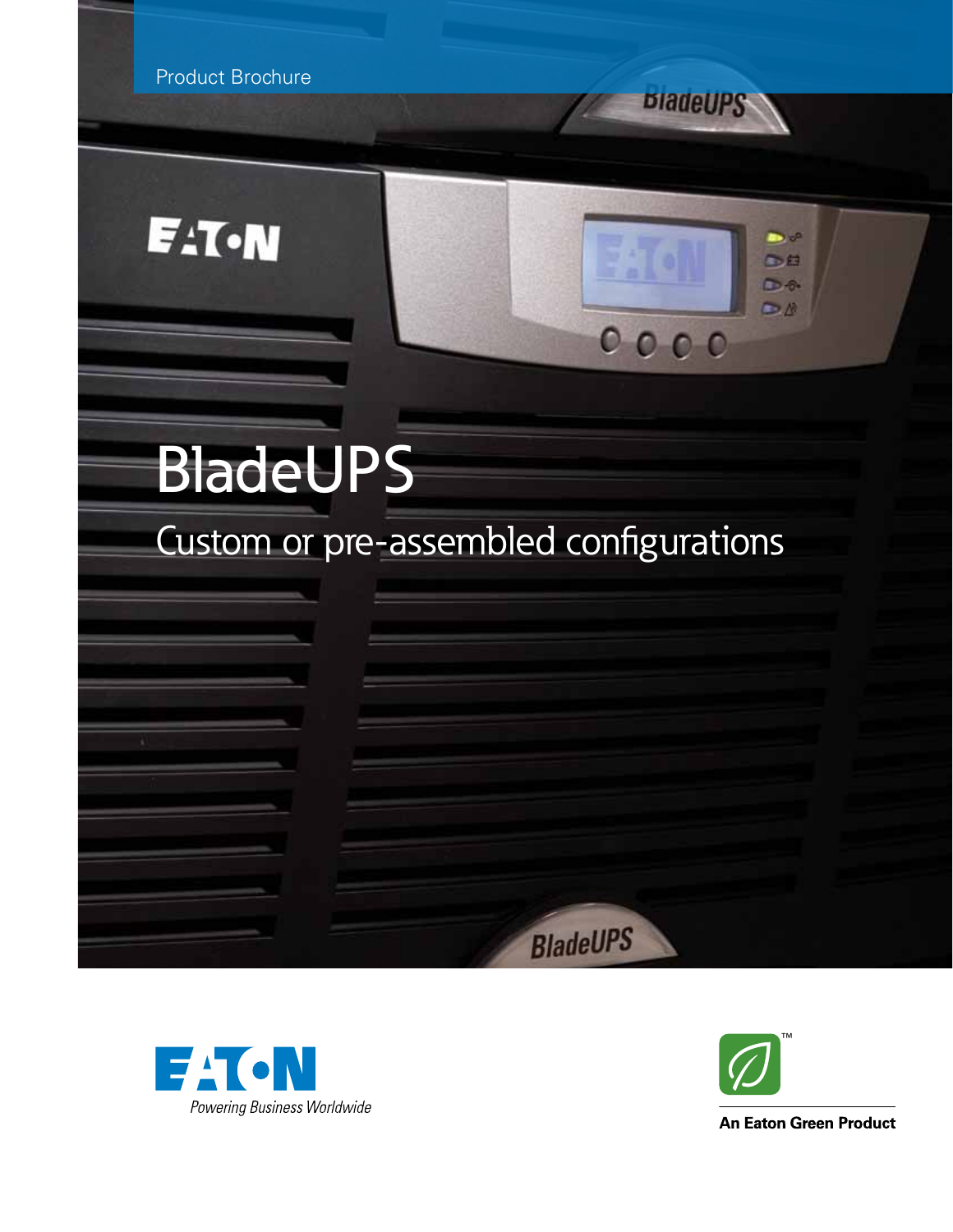Product Brochure

# BladeUPS

## Custom or pre-assembled configurations

Powering Business Worldwide

**An Eaton Green Product**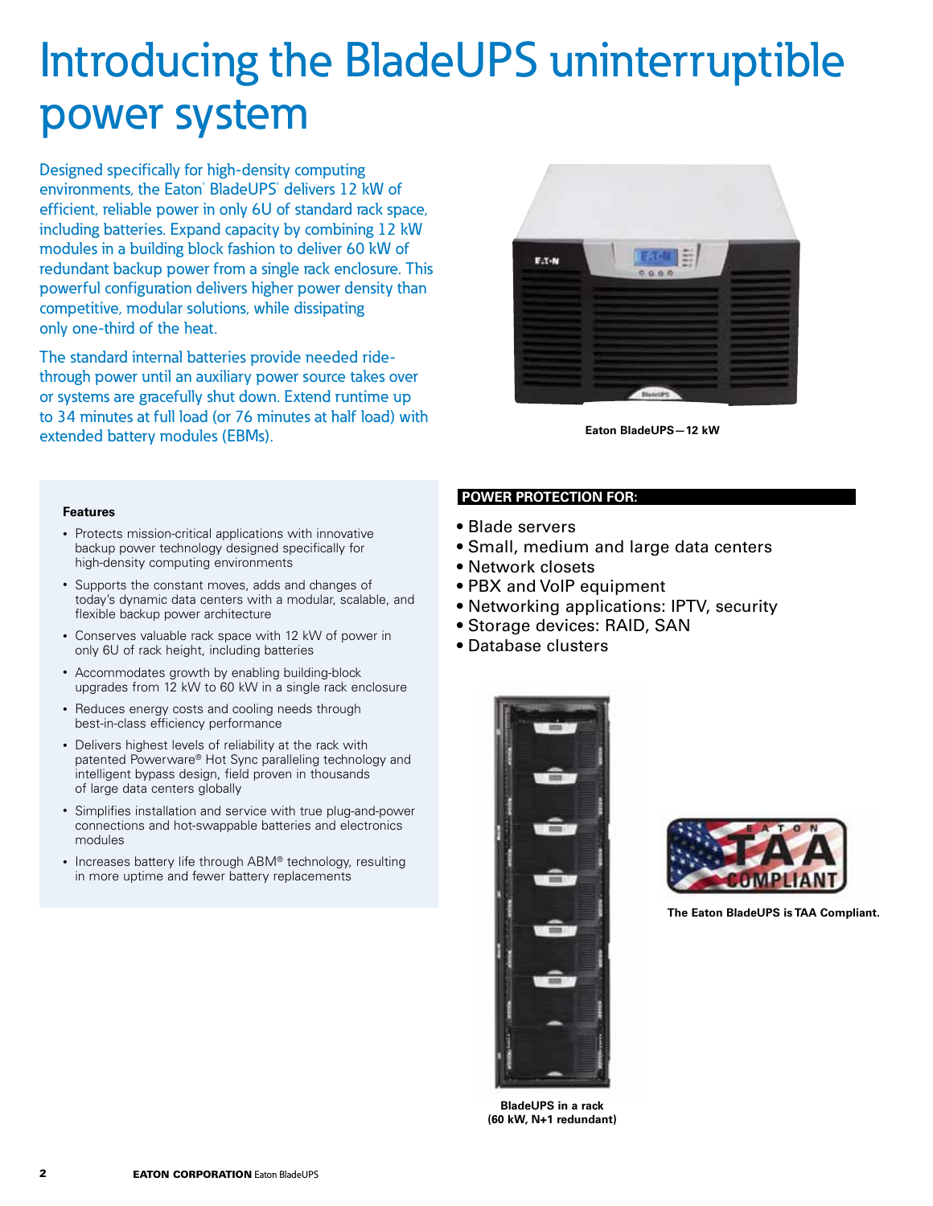# Introducing the BladeUPS uninterruptible power system

Designed specifically for high-density computing environments, the Eaton® BladeUPS® delivers 12 kW of efficient, reliable power in only 6U of standard rack space, including batteries. Expand capacity by combining 12 kW modules in a building block fashion to deliver 60 kW of redundant backup power from a single rack enclosure. This powerful configuration delivers higher power density than competitive, modular solutions, while dissipating only one-third of the heat.

The standard internal batteries provide needed ride-through power until an auxiliary power source takes over or systems are gracefully shut down. Extend runtime up to 34 minutes at full load (or 76 minutes at half load) with extended battery modules (EBMs).

**Eaton BladeUPS—12 kW**

**Features**

- Protects mission-critical applications with innovative backup power technology designed specifically for high-density computing environments
- Supports the constant moves, adds and changes of today's dynamic data centers with a modular, scalable, and flexible backup power architecture
- Conserves valuable rack space with 12 kW of power in only 6U of rack height, including batteries
- Accommodates growth by enabling building-block upgrades from 12 kW to 60 kW in a single rack enclosure
- Reduces energy costs and cooling needs through best-in-class efficiency performance
- Delivers highest levels of reliability at the rack with patented Powerware® Hot Sync paralleling technology and intelligent bypass design, field proven in thousands of large data centers globally
- Simplifies installation and service with true plug-and-power connections and hot-swappable batteries and electronics modules
- Increases battery life through ABM® technology, resulting in more uptime and fewer battery replacements

**POWER PROTECTION FOR:**

- Blade servers
- Small, medium and large data centers
- Network closets
- PBX and VoIP equipment
- Networking applications: IPTV, security
- Storage devices: RAID, SAN
- Database clusters

**BladeUPS in a rack (60 kW, N+1 redundant)**

**The Eaton BladeUPS is TAA Compliant.**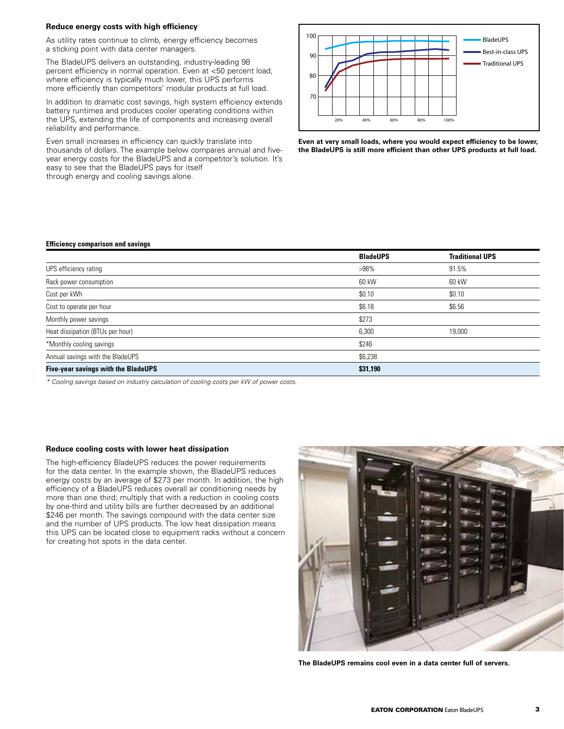### Reduce energy costs with high efficiency

As utility rates continue to climb, energy efficiency becomes a sticking point with data center managers.

The BladeUPS delivers an outstanding, industry-leading 98 percent efficiency in normal operation. Even at <50 percent load, where efficiency is typically much lower, this UPS performs more efficiently than competitors' modular products at full load.

In addition to dramatic cost savings, high system efficiency extends battery runtimes and produces cooler operating conditions within the UPS, extending the life of components and increasing overall reliability and performance.

Even small increases in efficiency can quickly translate into thousands of dollars. The example below compares annual and five-year energy costs for the BladeUPS and a competitor's solution. It's easy to see that the BladeUPS pays for itself through energy and cooling savings alone.

**Even at very small loads, where you would expect efficiency to be lower, the BladeUPS is still more efficient than other UPS products at full load.**

**Efficiency comparison and savings**

| | BladeUPS | Traditional UPS |
|---|---|---|
| UPS efficiency rating | >98% | 91.5% |
| Rack power consumption | 60 kW | 60 kW |
| Cost per kWh | $0.10 | $0.10 |
| Cost to operate per hour | $6.18 | $6.56 |
| Monthly power savings | $273 | |
| Heat dissipation (BTUs per hour) | 6,300 | 19,000 |
| *Monthly cooling savings | $246 | |
| Annual savings with the BladeUPS | $6,238 | |
| **Five-year savings with the BladeUPS** | **$31,190** | |

*\* Cooling savings based on industry calculation of cooling costs per kW of power costs.*

### Reduce cooling costs with lower heat dissipation

The high-efficiency BladeUPS reduces the power requirements for the data center. In the example shown, the BladeUPS reduces energy costs by an average of $273 per month. In addition, the high efficiency of a BladeUPS reduces overall air conditioning needs by more than one third; multiply that with a reduction in cooling costs by one-third and utility bills are further decreased by an additional $246 per month. The savings compound with the data center size and the number of UPS products. The low heat dissipation means this UPS can be located close to equipment racks without a concern for creating hot spots in the data center.

**The BladeUPS remains cool even in a data center full of servers.**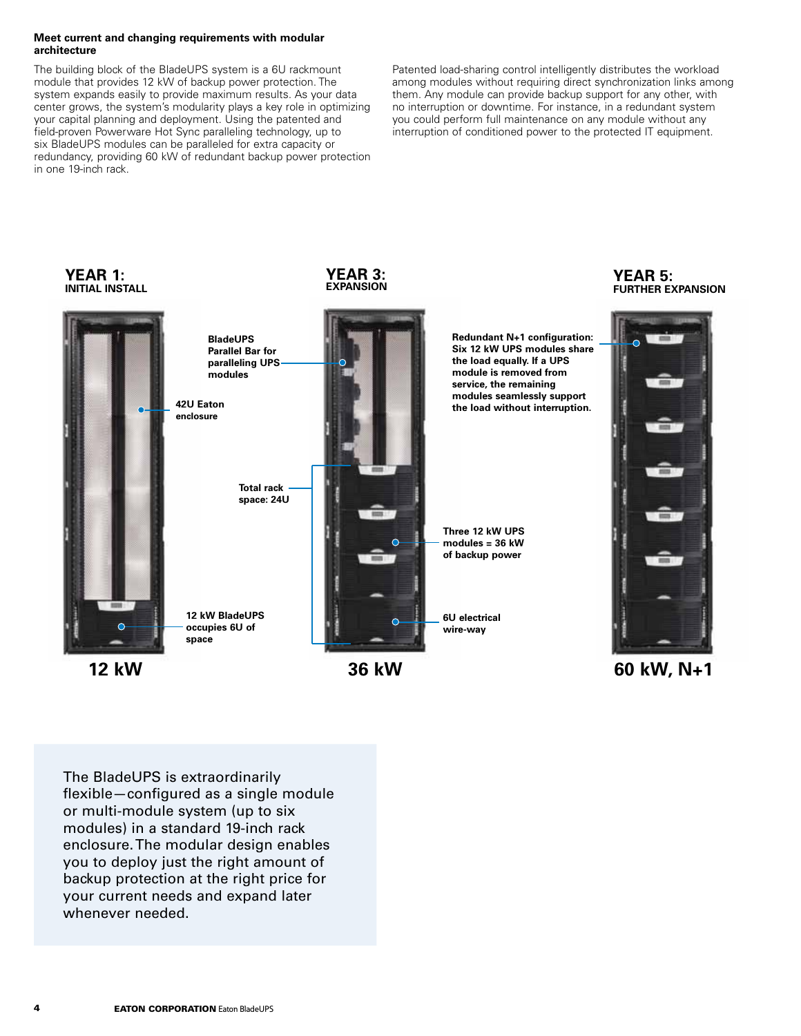### Meet current and changing requirements with modular architecture

The building block of the BladeUPS system is a 6U rackmount module that provides 12 kW of backup power protection. The system expands easily to provide maximum results. As your data center grows, the system's modularity plays a key role in optimizing your capital planning and deployment. Using the patented and field-proven Powerware Hot Sync paralleling technology, up to six BladeUPS modules can be paralleled for extra capacity or redundancy, providing 60 kW of redundant backup power protection in one 19-inch rack.

Patented load-sharing control intelligently distributes the workload among modules without requiring direct synchronization links among them. Any module can provide backup support for any other, with no interruption or downtime. For instance, in a redundant system you could perform full maintenance on any module without any interruption of conditioned power to the protected IT equipment.

**YEAR 1:**
**INITIAL INSTALL**

**42U Eaton enclosure**

**12 kW BladeUPS occupies 6U of space**

**12 kW**

**YEAR 3:**
**EXPANSION**

**BladeUPS Parallel Bar for paralleling UPS modules**

**Total rack space: 24U**

**Three 12 kW UPS modules = 36 kW of backup power**

**6U electrical wire-way**

**36 kW**

**YEAR 5:**
**FURTHER EXPANSION**

**Redundant N+1 configuration: Six 12 kW UPS modules share the load equally. If a UPS module is removed from service, the remaining modules seamlessly support the load without interruption.**

**60 kW, N+1**

The BladeUPS is extraordinarily flexible—configured as a single module or multi-module system (up to six modules) in a standard 19-inch rack enclosure. The modular design enables you to deploy just the right amount of backup protection at the right price for your current needs and expand later whenever needed.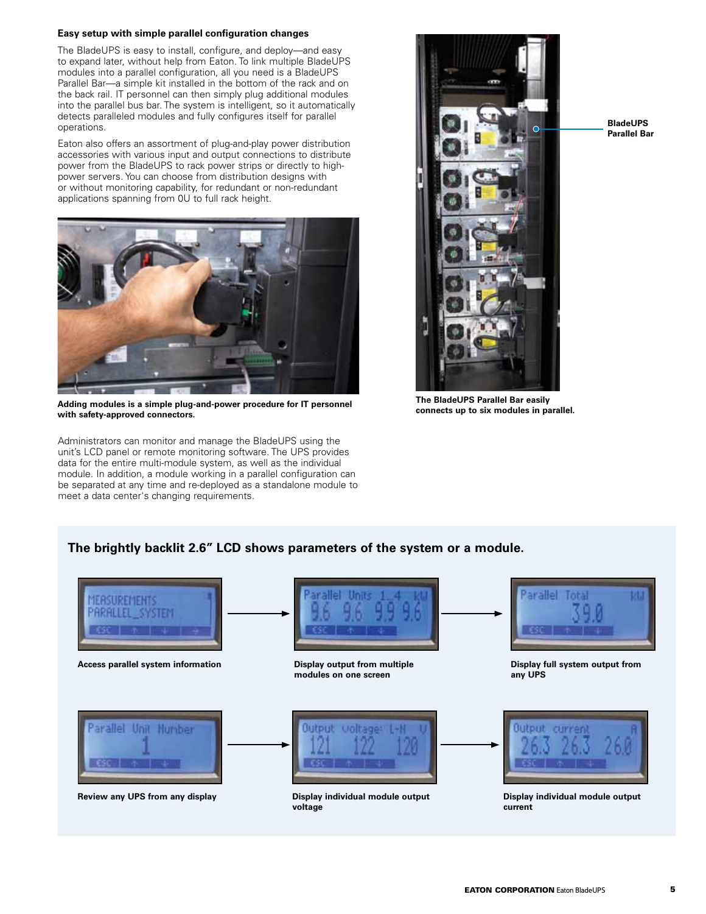### Easy setup with simple parallel configuration changes

The BladeUPS is easy to install, configure, and deploy—and easy to expand later, without help from Eaton. To link multiple BladeUPS modules into a parallel configuration, all you need is a BladeUPS Parallel Bar—a simple kit installed in the bottom of the rack and on the back rail. IT personnel can then simply plug additional modules into the parallel bus bar. The system is intelligent, so it automatically detects paralleled modules and fully configures itself for parallel operations.

Eaton also offers an assortment of plug-and-play power distribution accessories with various input and output connections to distribute power from the BladeUPS to rack power strips or directly to high-power servers. You can choose from distribution designs with or without monitoring capability, for redundant or non-redundant applications spanning from 0U to full rack height.

**Adding modules is a simple plug-and-power procedure for IT personnel with safety-approved connectors.**

Administrators can monitor and manage the BladeUPS using the unit's LCD panel or remote monitoring software. The UPS provides data for the entire multi-module system, as well as the individual module. In addition, a module working in a parallel configuration can be separated at any time and re-deployed as a standalone module to meet a data center's changing requirements.

**BladeUPS Parallel Bar**

**The BladeUPS Parallel Bar easily connects up to six modules in parallel.**

## The brightly backlit 2.6" LCD shows parameters of the system or a module.

**Access parallel system information**

**Display output from multiple modules on one screen**

**Display full system output from any UPS**

**Review any UPS from any display**

**Display individual module output voltage**

**Display individual module output current**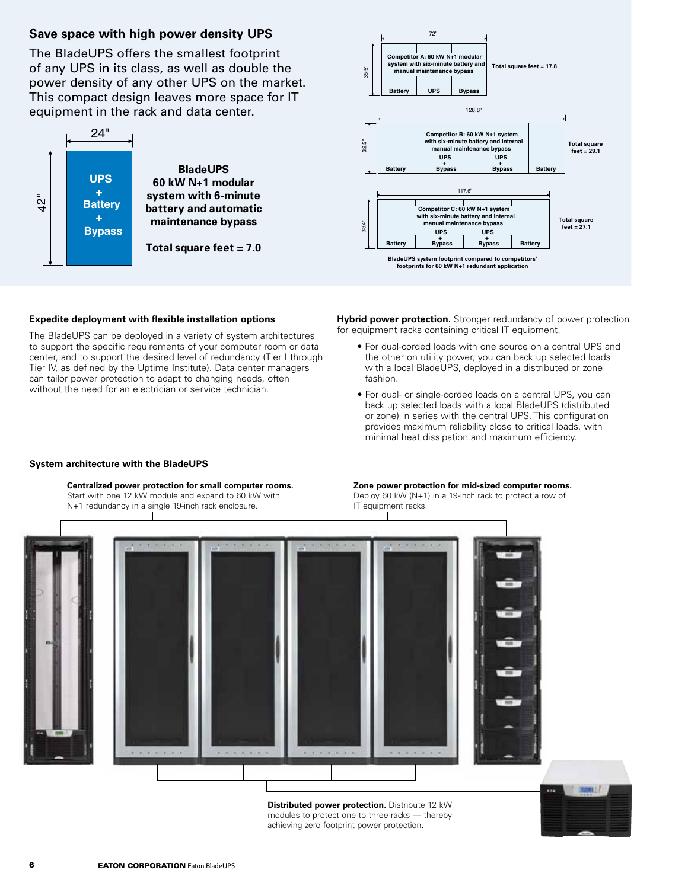## Save space with high power density UPS

The BladeUPS offers the smallest footprint of any UPS in its class, as well as double the power density of any other UPS on the market. This compact design leaves more space for IT equipment in the rack and data center.

24"

42"

UPS + Battery + Bypass

**BladeUPS 60 kW N+1 modular system with 6-minute battery and automatic maintenance bypass**

**Total square feet = 7.0**

72"

35.5"

**Competitor A: 60 kW N+1 modular system with six-minute battery and manual maintenance bypass**

Battery | UPS | Bypass

**Total square feet = 17.8**

128.8"

32.5"

**Competitor B: 60 kW N+1 system with six-minute battery and internal manual maintenance bypass**

Battery | UPS + Bypass | UPS + Bypass | Battery

**Total square feet = 29.1**

117.6"

33.4"

**Competitor C: 60 kW N+1 system with six-minute battery and internal manual maintenance bypass**

Battery | UPS + Bypass | UPS + Bypass | Battery

**Total square feet = 27.1**

**BladeUPS system footprint compared to competitors' footprints for 60 kW N+1 redundant application**

### Expedite deployment with flexible installation options

The BladeUPS can be deployed in a variety of system architectures to support the specific requirements of your computer room or data center, and to support the desired level of redundancy (Tier I through Tier IV, as defined by the Uptime Institute). Data center managers can tailor power protection to adapt to changing needs, often without the need for an electrician or service technician.

**Hybrid power protection.** Stronger redundancy of power protection for equipment racks containing critical IT equipment.

- For dual-corded loads with one source on a central UPS and the other on utility power, you can back up selected loads with a local BladeUPS, deployed in a distributed or zone fashion.
- For dual- or single-corded loads on a central UPS, you can back up selected loads with a local BladeUPS (distributed or zone) in series with the central UPS. This configuration provides maximum reliability close to critical loads, with minimal heat dissipation and maximum efficiency.

### System architecture with the BladeUPS

**Centralized power protection for small computer rooms.** Start with one 12 kW module and expand to 60 kW with N+1 redundancy in a single 19-inch rack enclosure.

**Zone power protection for mid-sized computer rooms.** Deploy 60 kW (N+1) in a 19-inch rack to protect a row of IT equipment racks.

**Distributed power protection.** Distribute 12 kW modules to protect one to three racks — thereby achieving zero footprint power protection.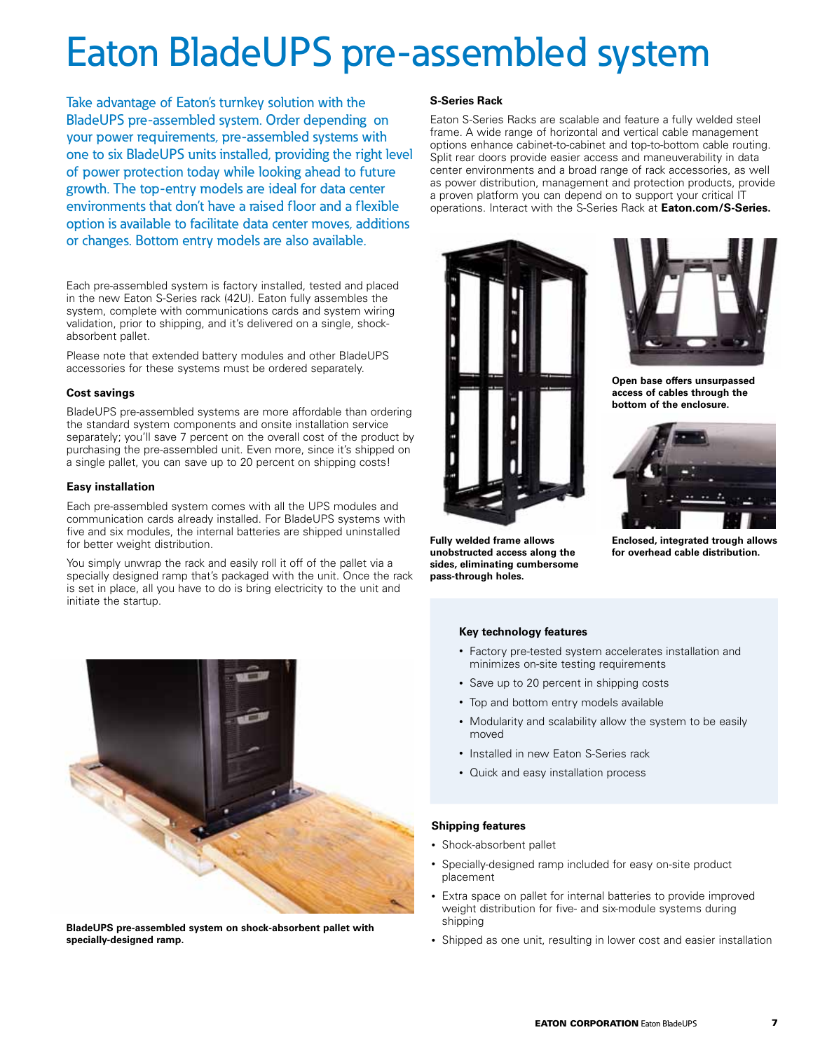# Eaton BladeUPS pre-assembled system

Take advantage of Eaton's turnkey solution with the BladeUPS pre-assembled system. Order depending on your power requirements, pre-assembled systems with one to six BladeUPS units installed, providing the right level of power protection today while looking ahead to future growth. The top-entry models are ideal for data center environments that don't have a raised floor and a flexible option is available to facilitate data center moves, additions or changes. Bottom entry models are also available.

Each pre-assembled system is factory installed, tested and placed in the new Eaton S-Series rack (42U). Eaton fully assembles the system, complete with communications cards and system wiring validation, prior to shipping, and it's delivered on a single, shock-absorbent pallet.

Please note that extended battery modules and other BladeUPS accessories for these systems must be ordered separately.

### Cost savings

BladeUPS pre-assembled systems are more affordable than ordering the standard system components and onsite installation service separately; you'll save 7 percent on the overall cost of the product by purchasing the pre-assembled unit. Even more, since it's shipped on a single pallet, you can save up to 20 percent on shipping costs!

### Easy installation

Each pre-assembled system comes with all the UPS modules and communication cards already installed. For BladeUPS systems with five and six modules, the internal batteries are shipped uninstalled for better weight distribution.

You simply unwrap the rack and easily roll it off of the pallet via a specially designed ramp that's packaged with the unit. Once the rack is set in place, all you have to do is bring electricity to the unit and initiate the startup.

**BladeUPS pre-assembled system on shock-absorbent pallet with specially-designed ramp.**

### S-Series Rack

Eaton S-Series Racks are scalable and feature a fully welded steel frame. A wide range of horizontal and vertical cable management options enhance cabinet-to-cabinet and top-to-bottom cable routing. Split rear doors provide easier access and maneuverability in data center environments and a broad range of rack accessories, as well as power distribution, management and protection products, provide a proven platform you can depend on to support your critical IT operations. Interact with the S-Series Rack at **Eaton.com/S-Series.**

**Fully welded frame allows unobstructed access along the sides, eliminating cumbersome pass-through holes.**

**Open base offers unsurpassed access of cables through the bottom of the enclosure.**

**Enclosed, integrated trough allows for overhead cable distribution.**

### Key technology features

- Factory pre-tested system accelerates installation and minimizes on-site testing requirements
- Save up to 20 percent in shipping costs
- Top and bottom entry models available
- Modularity and scalability allow the system to be easily moved
- Installed in new Eaton S-Series rack
- Quick and easy installation process

### Shipping features

- Shock-absorbent pallet
- Specially-designed ramp included for easy on-site product placement
- Extra space on pallet for internal batteries to provide improved weight distribution for five- and six-module systems during shipping
- Shipped as one unit, resulting in lower cost and easier installation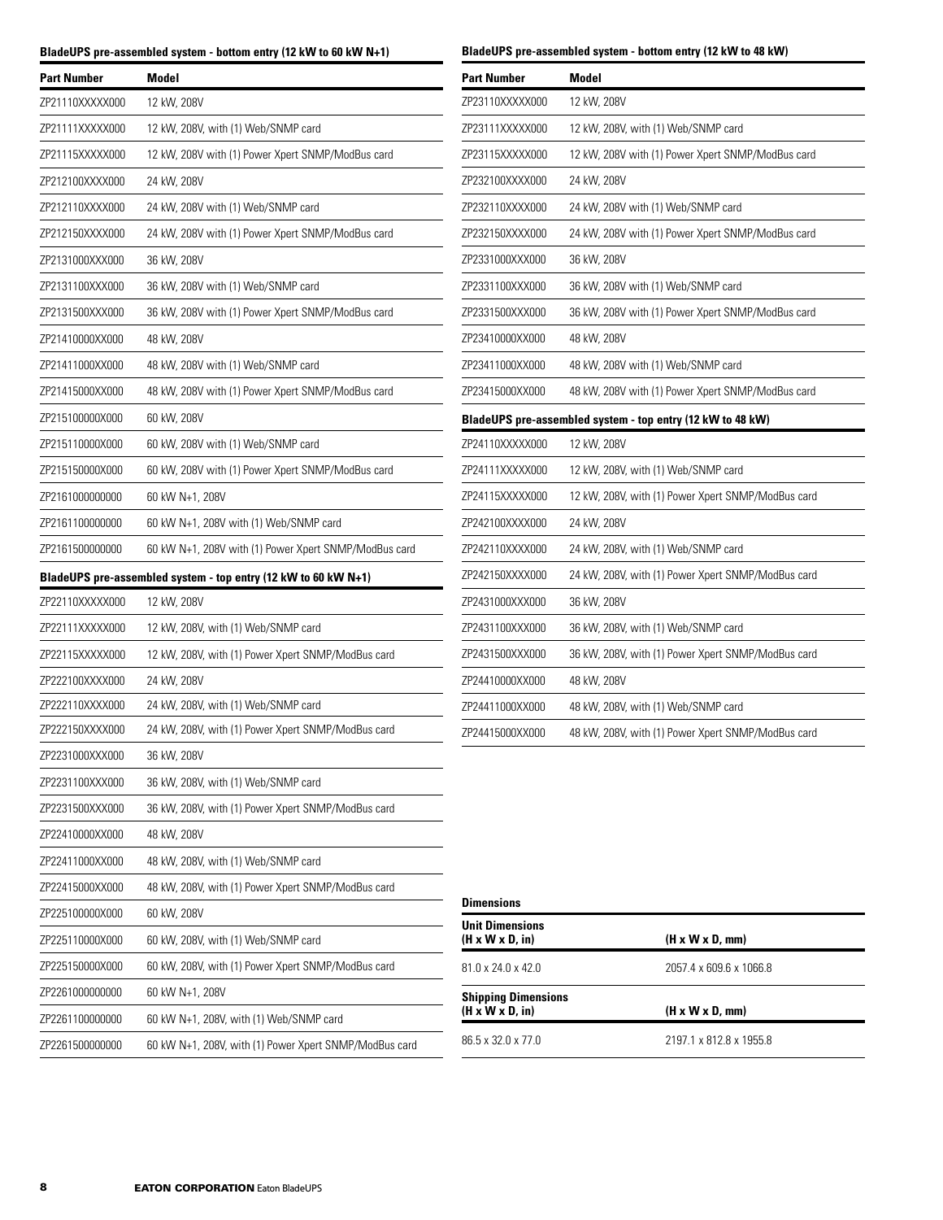### BladeUPS pre-assembled system - bottom entry (12 kW to 60 kW N+1)

| Part Number | Model |
|---|---|
| ZP21110XXXXX000 | 12 kW, 208V |
| ZP21111XXXXX000 | 12 kW, 208V, with (1) Web/SNMP card |
| ZP21115XXXXX000 | 12 kW, 208V with (1) Power Xpert SNMP/ModBus card |
| ZP212100XXXX000 | 24 kW, 208V |
| ZP212110XXXX000 | 24 kW, 208V with (1) Web/SNMP card |
| ZP212150XXXX000 | 24 kW, 208V with (1) Power Xpert SNMP/ModBus card |
| ZP2131000XXX000 | 36 kW, 208V |
| ZP2131100XXX000 | 36 kW, 208V with (1) Web/SNMP card |
| ZP2131500XXX000 | 36 kW, 208V with (1) Power Xpert SNMP/ModBus card |
| ZP21410000XX000 | 48 kW, 208V |
| ZP21411000XX000 | 48 kW, 208V with (1) Web/SNMP card |
| ZP21415000XX000 | 48 kW, 208V with (1) Power Xpert SNMP/ModBus card |
| ZP215100000X000 | 60 kW, 208V |
| ZP215110000X000 | 60 kW, 208V with (1) Web/SNMP card |
| ZP215150000X000 | 60 kW, 208V with (1) Power Xpert SNMP/ModBus card |
| ZP2161000000000 | 60 kW N+1, 208V |
| ZP2161100000000 | 60 kW N+1, 208V with (1) Web/SNMP card |
| ZP2161500000000 | 60 kW N+1, 208V with (1) Power Xpert SNMP/ModBus card |

### BladeUPS pre-assembled system - top entry (12 kW to 60 kW N+1)

| Part Number | Model |
|---|---|
| ZP22110XXXXX000 | 12 kW, 208V |
| ZP22111XXXXX000 | 12 kW, 208V, with (1) Web/SNMP card |
| ZP22115XXXXX000 | 12 kW, 208V, with (1) Power Xpert SNMP/ModBus card |
| ZP222100XXXX000 | 24 kW, 208V |
| ZP222110XXXX000 | 24 kW, 208V, with (1) Web/SNMP card |
| ZP222150XXXX000 | 24 kW, 208V, with (1) Power Xpert SNMP/ModBus card |
| ZP2231000XXX000 | 36 kW, 208V |
| ZP2231100XXX000 | 36 kW, 208V, with (1) Web/SNMP card |
| ZP2231500XXX000 | 36 kW, 208V, with (1) Power Xpert SNMP/ModBus card |
| ZP22410000XX000 | 48 kW, 208V |
| ZP22411000XX000 | 48 kW, 208V, with (1) Web/SNMP card |
| ZP22415000XX000 | 48 kW, 208V, with (1) Power Xpert SNMP/ModBus card |
| ZP225100000X000 | 60 kW, 208V |
| ZP225110000X000 | 60 kW, 208V, with (1) Web/SNMP card |
| ZP225150000X000 | 60 kW, 208V, with (1) Power Xpert SNMP/ModBus card |
| ZP2261000000000 | 60 kW N+1, 208V |
| ZP2261100000000 | 60 kW N+1, 208V, with (1) Web/SNMP card |
| ZP2261500000000 | 60 kW N+1, 208V, with (1) Power Xpert SNMP/ModBus card |

### BladeUPS pre-assembled system - bottom entry (12 kW to 48 kW)

| Part Number | Model |
|---|---|
| ZP23110XXXXX000 | 12 kW, 208V |
| ZP23111XXXXX000 | 12 kW, 208V, with (1) Web/SNMP card |
| ZP23115XXXXX000 | 12 kW, 208V with (1) Power Xpert SNMP/ModBus card |
| ZP232100XXXX000 | 24 kW, 208V |
| ZP232110XXXX000 | 24 kW, 208V with (1) Web/SNMP card |
| ZP232150XXXX000 | 24 kW, 208V with (1) Power Xpert SNMP/ModBus card |
| ZP2331000XXX000 | 36 kW, 208V |
| ZP2331100XXX000 | 36 kW, 208V with (1) Web/SNMP card |
| ZP2331500XXX000 | 36 kW, 208V with (1) Power Xpert SNMP/ModBus card |
| ZP23410000XX000 | 48 kW, 208V |
| ZP23411000XX000 | 48 kW, 208V with (1) Web/SNMP card |
| ZP23415000XX000 | 48 kW, 208V with (1) Power Xpert SNMP/ModBus card |

### BladeUPS pre-assembled system - top entry (12 kW to 48 kW)

| Part Number | Model |
|---|---|
| ZP24110XXXXX000 | 12 kW, 208V |
| ZP24111XXXXX000 | 12 kW, 208V, with (1) Web/SNMP card |
| ZP24115XXXXX000 | 12 kW, 208V, with (1) Power Xpert SNMP/ModBus card |
| ZP242100XXXX000 | 24 kW, 208V |
| ZP242110XXXX000 | 24 kW, 208V, with (1) Web/SNMP card |
| ZP242150XXXX000 | 24 kW, 208V, with (1) Power Xpert SNMP/ModBus card |
| ZP2431000XXX000 | 36 kW, 208V |
| ZP2431100XXX000 | 36 kW, 208V, with (1) Web/SNMP card |
| ZP2431500XXX000 | 36 kW, 208V, with (1) Power Xpert SNMP/ModBus card |
| ZP24410000XX000 | 48 kW, 208V |
| ZP24411000XX000 | 48 kW, 208V, with (1) Web/SNMP card |
| ZP24415000XX000 | 48 kW, 208V, with (1) Power Xpert SNMP/ModBus card |

### Dimensions

| Unit Dimensions (H x W x D, in) | (H x W x D, mm) |
|---|---|
| 81.0 x 24.0 x 42.0 | 2057.4 x 609.6 x 1066.8 |
| **Shipping Dimensions (H x W x D, in)** | **(H x W x D, mm)** |
| 86.5 x 32.0 x 77.0 | 2197.1 x 812.8 x 1955.8 |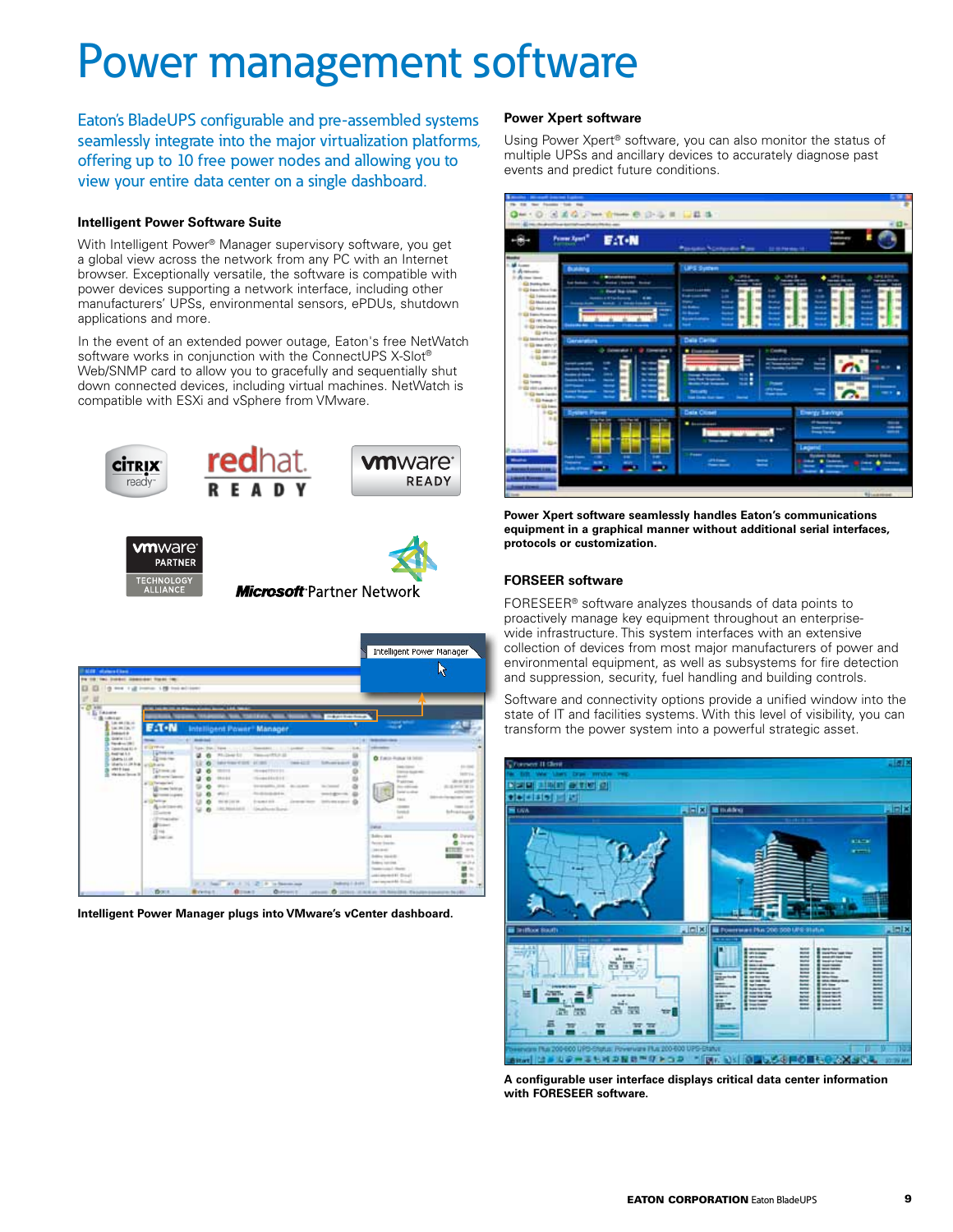# Power management software

Eaton's BladeUPS configurable and pre-assembled systems seamlessly integrate into the major virtualization platforms, offering up to 10 free power nodes and allowing you to view your entire data center on a single dashboard.

### Intelligent Power Software Suite

With Intelligent Power® Manager supervisory software, you get a global view across the network from any PC with an Internet browser. Exceptionally versatile, the software is compatible with power devices supporting a network interface, including other manufacturers' UPSs, environmental sensors, ePDUs, shutdown applications and more.

In the event of an extended power outage, Eaton's free NetWatch software works in conjunction with the ConnectUPS X-Slot® Web/SNMP card to allow you to gracefully and sequentially shut down connected devices, including virtual machines. NetWatch is compatible with ESXi and vSphere from VMware.

**Intelligent Power Manager plugs into VMware's vCenter dashboard.**

### Power Xpert software

Using Power Xpert® software, you can also monitor the status of multiple UPSs and ancillary devices to accurately diagnose past events and predict future conditions.

**Power Xpert software seamlessly handles Eaton's communications equipment in a graphical manner without additional serial interfaces, protocols or customization.**

### FORSEER software

FORESEER® software analyzes thousands of data points to proactively manage key equipment throughout an enterprise-wide infrastructure. This system interfaces with an extensive collection of devices from most major manufacturers of power and environmental equipment, as well as subsystems for fire detection and suppression, security, fuel handling and building controls.

Software and connectivity options provide a unified window into the state of IT and facilities systems. With this level of visibility, you can transform the power system into a powerful strategic asset.

**A configurable user interface displays critical data center information with FORESEER software.**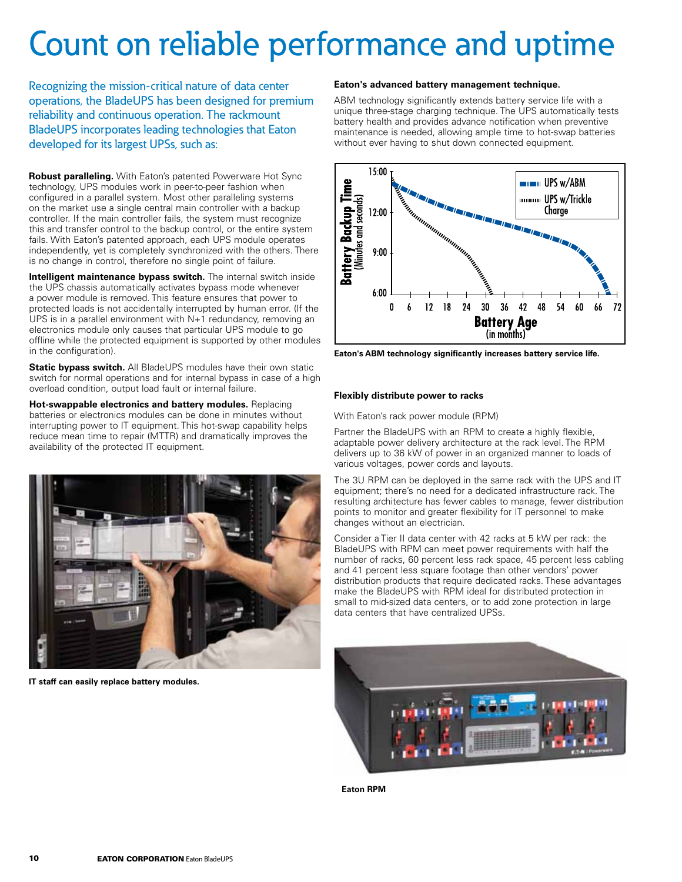# Count on reliable performance and uptime

Recognizing the mission-critical nature of data center operations, the BladeUPS has been designed for premium reliability and continuous operation. The rackmount BladeUPS incorporates leading technologies that Eaton developed for its largest UPSs, such as:

**Robust paralleling.** With Eaton's patented Powerware Hot Sync technology, UPS modules work in peer-to-peer fashion when configured in a parallel system. Most other paralleling systems on the market use a single central main controller with a backup controller. If the main controller fails, the system must recognize this and transfer control to the backup control, or the entire system fails. With Eaton's patented approach, each UPS module operates independently, yet is completely synchronized with the others. There is no change in control, therefore no single point of failure.

**Intelligent maintenance bypass switch.** The internal switch inside the UPS chassis automatically activates bypass mode whenever a power module is removed. This feature ensures that power to protected loads is not accidentally interrupted by human error. (If the UPS is in a parallel environment with N+1 redundancy, removing an electronics module only causes that particular UPS module to go offline while the protected equipment is supported by other modules in the configuration).

**Static bypass switch.** All BladeUPS modules have their own static switch for normal operations and for internal bypass in case of a high overload condition, output load fault or internal failure.

**Hot-swappable electronics and battery modules.** Replacing batteries or electronics modules can be done in minutes without interrupting power to IT equipment. This hot-swap capability helps reduce mean time to repair (MTTR) and dramatically improves the availability of the protected IT equipment.

**IT staff can easily replace battery modules.**

**Eaton's advanced battery management technique.**

ABM technology significantly extends battery service life with a unique three-stage charging technique. The UPS automatically tests battery health and provides advance notification when preventive maintenance is needed, allowing ample time to hot-swap batteries without ever having to shut down connected equipment.

**Eaton's ABM technology significantly increases battery service life.**

**Flexibly distribute power to racks**

With Eaton's rack power module (RPM)

Partner the BladeUPS with an RPM to create a highly flexible, adaptable power delivery architecture at the rack level. The RPM delivers up to 36 kW of power in an organized manner to loads of various voltages, power cords and layouts.

The 3U RPM can be deployed in the same rack with the UPS and IT equipment; there's no need for a dedicated infrastructure rack. The resulting architecture has fewer cables to manage, fewer distribution points to monitor and greater flexibility for IT personnel to make changes without an electrician.

Consider a Tier II data center with 42 racks at 5 kW per rack: the BladeUPS with RPM can meet power requirements with half the number of racks, 60 percent less rack space, 45 percent less cabling and 41 percent less square footage than other vendors' power distribution products that require dedicated racks. These advantages make the BladeUPS with RPM ideal for distributed protection in small to mid-sized data centers, or to add zone protection in large data centers that have centralized UPSs.

**Eaton RPM**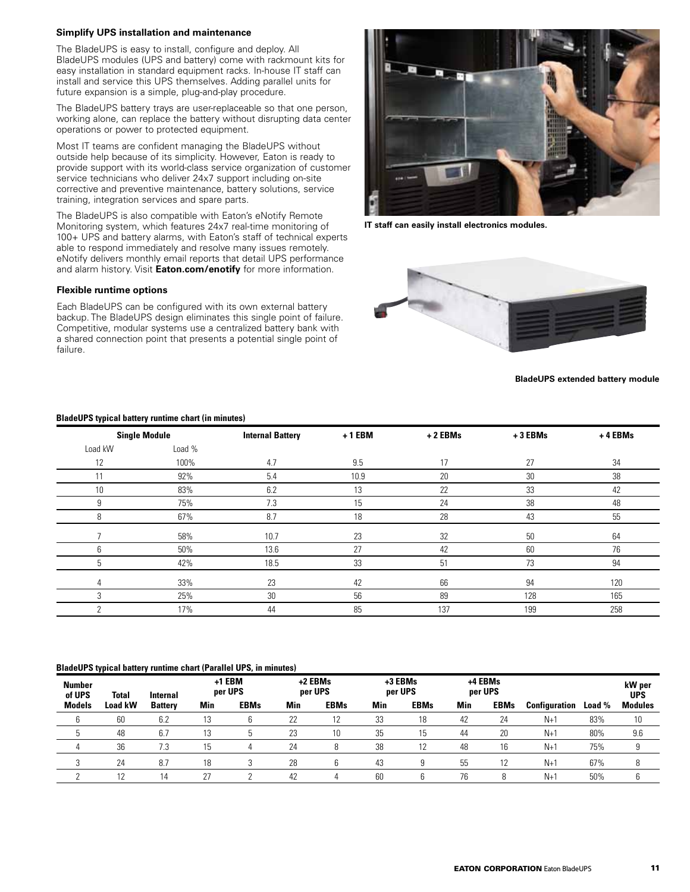### Simplify UPS installation and maintenance

The BladeUPS is easy to install, configure and deploy. All BladeUPS modules (UPS and battery) come with rackmount kits for easy installation in standard equipment racks. In-house IT staff can install and service this UPS themselves. Adding parallel units for future expansion is a simple, plug-and-play procedure.

The BladeUPS battery trays are user-replaceable so that one person, working alone, can replace the battery without disrupting data center operations or power to protected equipment.

Most IT teams are confident managing the BladeUPS without outside help because of its simplicity. However, Eaton is ready to provide support with its world-class service organization of customer service technicians who deliver 24x7 support including on-site corrective and preventive maintenance, battery solutions, service training, integration services and spare parts.

The BladeUPS is also compatible with Eaton's eNotify Remote Monitoring system, which features 24x7 real-time monitoring of 100+ UPS and battery alarms, with Eaton's staff of technical experts able to respond immediately and resolve many issues remotely. eNotify delivers monthly email reports that detail UPS performance and alarm history. Visit **Eaton.com/enotify** for more information.

### Flexible runtime options

Each BladeUPS can be configured with its own external battery backup. The BladeUPS design eliminates this single point of failure. Competitive, modular systems use a centralized battery bank with a shared connection point that presents a potential single point of failure.

**IT staff can easily install electronics modules.**

**BladeUPS extended battery module**

**BladeUPS typical battery runtime chart (in minutes)**

| Single Module | | Internal Battery | +1 EBM | +2 EBMs | +3 EBMs | +4 EBMs |
|---|---|---|---|---|---|---|
| Load kW | Load % | | | | | |
| 12 | 100% | 4.7 | 9.5 | 17 | 27 | 34 |
| 11 | 92% | 5.4 | 10.9 | 20 | 30 | 38 |
| 10 | 83% | 6.2 | 13 | 22 | 33 | 42 |
| 9 | 75% | 7.3 | 15 | 24 | 38 | 48 |
| 8 | 67% | 8.7 | 18 | 28 | 43 | 55 |
| 7 | 58% | 10.7 | 23 | 32 | 50 | 64 |
| 6 | 50% | 13.6 | 27 | 42 | 60 | 76 |
| 5 | 42% | 18.5 | 33 | 51 | 73 | 94 |
| 4 | 33% | 23 | 42 | 66 | 94 | 120 |
| 3 | 25% | 30 | 56 | 89 | 128 | 165 |
| 2 | 17% | 44 | 85 | 137 | 199 | 258 |

**BladeUPS typical battery runtime chart (Parallel UPS, in minutes)**

| Number of UPS Models | Total Load kW | Internal Battery | +1 EBM per UPS | | +2 EBMs per UPS | | +3 EBMs per UPS | | +4 EBMs per UPS | | Configuration | Load % | kW per UPS Modules |
|---|---|---|---|---|---|---|---|---|---|---|---|---|---|
| | | | Min | EBMs | Min | EBMs | Min | EBMs | Min | EBMs | | | |
| 6 | 60 | 6.2 | 13 | 6 | 22 | 12 | 33 | 18 | 42 | 24 | N+1 | 83% | 10 |
| 5 | 48 | 6.7 | 13 | 5 | 23 | 10 | 35 | 15 | 44 | 20 | N+1 | 80% | 9.6 |
| 4 | 36 | 7.3 | 15 | 4 | 24 | 8 | 38 | 12 | 48 | 16 | N+1 | 75% | 9 |
| 3 | 24 | 8.7 | 18 | 3 | 28 | 6 | 43 | 9 | 55 | 12 | N+1 | 67% | 8 |
| 2 | 12 | 14 | 27 | 2 | 42 | 4 | 60 | 6 | 76 | 8 | N+1 | 50% | 6 |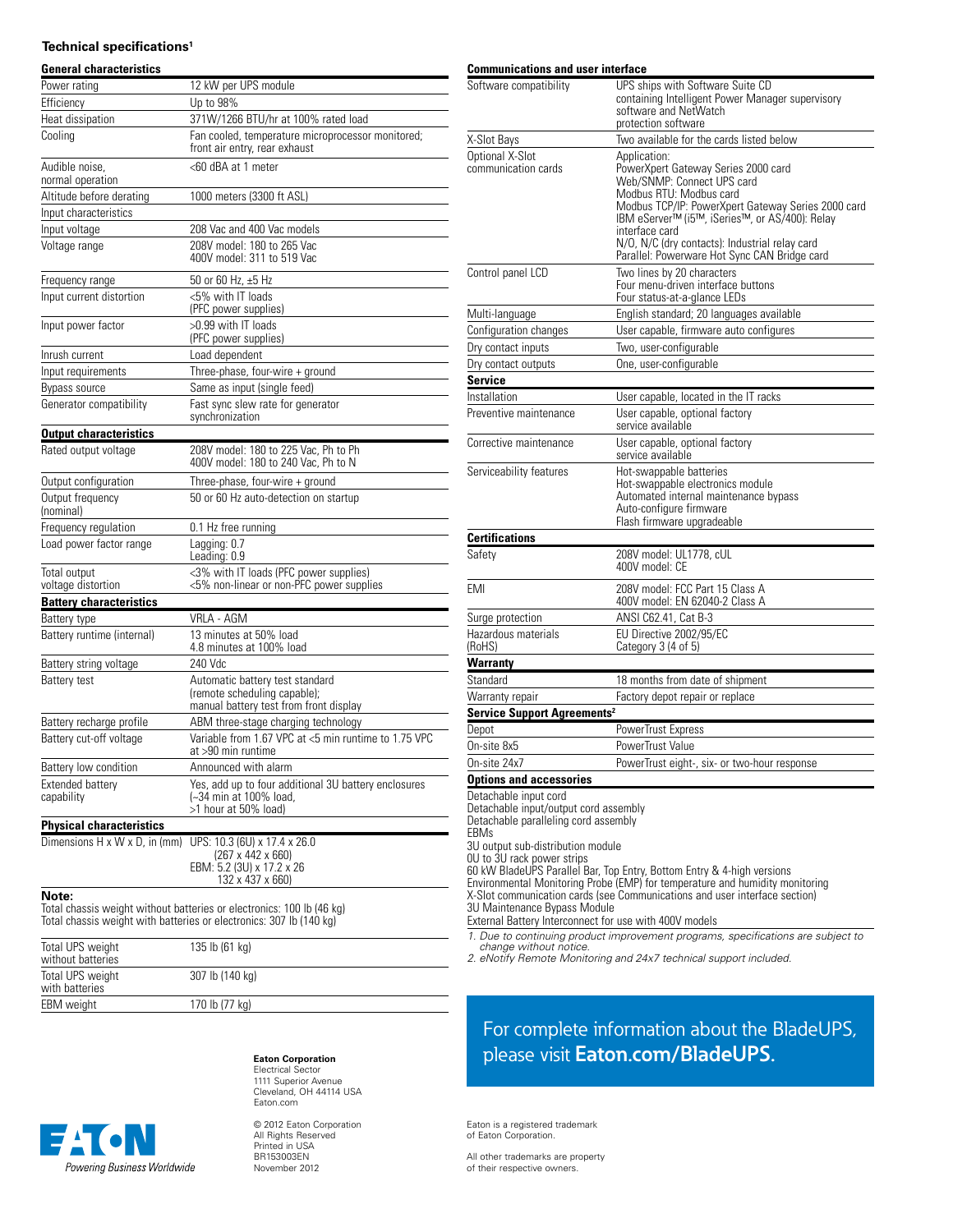### Technical specifications[1]

#### General characteristics

| | |
|---|---|
| Power rating | 12 kW per UPS module |
| Efficiency | Up to 98% |
| Heat dissipation | 371W/1266 BTU/hr at 100% rated load |
| Cooling | Fan cooled, temperature microprocessor monitored; front air entry, rear exhaust |
| Audible noise, normal operation | <60 dBA at 1 meter |
| Altitude before derating | 1000 meters (3300 ft ASL) |
| Input characteristics | |
| Input voltage | 208 Vac and 400 Vac models |
| Voltage range | 208V model: 180 to 265 Vac<br>400V model: 311 to 519 Vac |
| Frequency range | 50 or 60 Hz, ±5 Hz |
| Input current distortion | <5% with IT loads (PFC power supplies) |
| Input power factor | >0.99 with IT loads (PFC power supplies) |
| Inrush current | Load dependent |
| Input requirements | Three-phase, four-wire + ground |
| Bypass source | Same as input (single feed) |
| Generator compatibility | Fast sync slew rate for generator synchronization |

#### Output characteristics

| | |
|---|---|
| Rated output voltage | 208V model: 180 to 225 Vac, Ph to Ph<br>400V model: 180 to 240 Vac, Ph to N |
| Output configuration | Three-phase, four-wire + ground |
| Output frequency (nominal) | 50 or 60 Hz auto-detection on startup |
| Frequency regulation | 0.1 Hz free running |
| Load power factor range | Lagging: 0.7<br>Leading: 0.9 |
| Total output voltage distortion | <3% with IT loads (PFC power supplies)<br><5% non-linear or non-PFC power supplies |

#### Battery characteristics

| | |
|---|---|
| Battery type | VRLA - AGM |
| Battery runtime (internal) | 13 minutes at 50% load<br>4.8 minutes at 100% load |
| Battery string voltage | 240 Vdc |
| Battery test | Automatic battery test standard (remote scheduling capable); manual battery test from front display |
| Battery recharge profile | ABM three-stage charging technology |
| Battery cut-off voltage | Variable from 1.67 VPC at <5 min runtime to 1.75 VPC at >90 min runtime |
| Battery low condition | Announced with alarm |
| Extended battery capability | Yes, add up to four additional 3U battery enclosures (~34 min at 100% load, >1 hour at 50% load) |

#### Physical characteristics

| | |
|---|---|
| Dimensions H x W x D, in (mm) | UPS: 10.3 (6U) x 17.4 x 26.0<br>(267 x 442 x 660)<br>EBM: 5.2 (3U) x 17.2 x 26<br>132 x 437 x 660) |

**Note:**
Total chassis weight without batteries or electronics: 100 lb (46 kg)
Total chassis weight with batteries or electronics: 307 lb (140 kg)

| | |
|---|---|
| Total UPS weight without batteries | 135 lb (61 kg) |
| Total UPS weight with batteries | 307 lb (140 kg) |
| EBM weight | 170 lb (77 kg) |

#### Communications and user interface

| | |
|---|---|
| Software compatibility | UPS ships with Software Suite CD containing Intelligent Power Manager supervisory software and NetWatch protection software |
| X-Slot Bays | Two available for the cards listed below |
| Optional X-Slot communication cards | Application:<br>PowerXpert Gateway Series 2000 card<br>Web/SNMP: Connect UPS card<br>Modbus RTU: Modbus card<br>Modbus TCP/IP: PowerXpert Gateway Series 2000 card<br>IBM eServer™ (i5™, iSeries™, or AS/400): Relay interface card<br>N/O, N/C (dry contacts): Industrial relay card<br>Parallel: Powerware Hot Sync CAN Bridge card |
| Control panel LCD | Two lines by 20 characters<br>Four menu-driven interface buttons<br>Four status-at-a-glance LEDs |
| Multi-language | English standard; 20 languages available |
| Configuration changes | User capable, firmware auto configures |
| Dry contact inputs | Two, user-configurable |
| Dry contact outputs | One, user-configurable |

#### Service

| | |
|---|---|
| Installation | User capable, located in the IT racks |
| Preventive maintenance | User capable, optional factory service available |
| Corrective maintenance | User capable, optional factory service available |
| Serviceability features | Hot-swappable batteries<br>Hot-swappable electronics module<br>Automated internal maintenance bypass<br>Auto-configure firmware<br>Flash firmware upgradeable |

#### Certifications

| | |
|---|---|
| Safety | 208V model: UL1778, cUL<br>400V model: CE |
| EMI | 208V model: FCC Part 15 Class A<br>400V model: EN 62040-2 Class A |
| Surge protection | ANSI C62.41, Cat B-3 |
| Hazardous materials (RoHS) | EU Directive 2002/95/EC<br>Category 3 (4 of 5) |

#### Warranty

| | |
|---|---|
| Standard | 18 months from date of shipment |
| Warranty repair | Factory depot repair or replace |

#### Service Support Agreements[2]

| | |
|---|---|
| Depot | PowerTrust Express |
| On-site 8x5 | PowerTrust Value |
| On-site 24x7 | PowerTrust eight-, six- or two-hour response |

#### Options and accessories

Detachable input cord
Detachable input/output cord assembly
Detachable paralleling cord assembly
EBMs
3U output sub-distribution module
0U to 3U rack power strips
60 kW BladeUPS Parallel Bar, Top Entry, Bottom Entry & 4-high versions
Environmental Monitoring Probe (EMP) for temperature and humidity monitoring
X-Slot communication cards (see Communications and user interface section)
3U Maintenance Bypass Module
External Battery Interconnect for use with 400V models

*1. Due to continuing product improvement programs, specifications are subject to change without notice.*
*2. eNotify Remote Monitoring and 24x7 technical support included.*

For complete information about the BladeUPS, please visit **Eaton.com/BladeUPS**.

**Eaton Corporation**
Electrical Sector
1111 Superior Avenue
Cleveland, OH 44114 USA
Eaton.com

© 2012 Eaton Corporation
All Rights Reserved
Printed in USA
BR153003EN
November 2012

EATON
Powering Business Worldwide

Eaton is a registered trademark of Eaton Corporation.

All other trademarks are property of their respective owners.